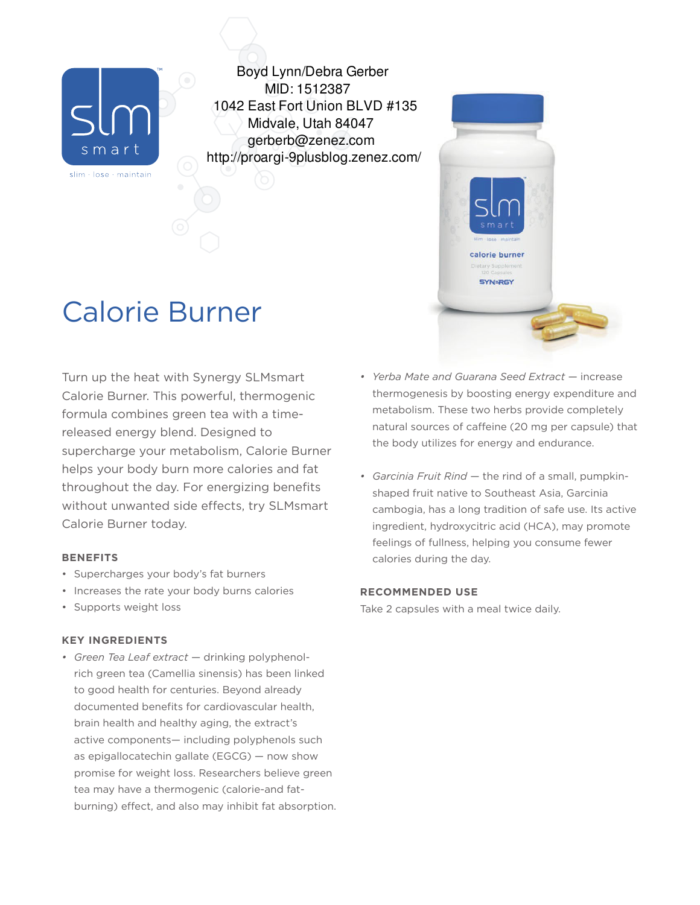slm smart
slim · lose · maintain

Boyd Lynn/Debra Gerber
MID: 1512387
1042 East Fort Union BLVD #135
Midvale, Utah 84047
gerberb@zenez.com
http://proargi-9plusblog.zenez.com/

# Calorie Burner

Turn up the heat with Synergy SLMsmart Calorie Burner. This powerful, thermogenic formula combines green tea with a time-released energy blend. Designed to supercharge your metabolism, Calorie Burner helps your body burn more calories and fat throughout the day. For energizing benefits without unwanted side effects, try SLMsmart Calorie Burner today.

### BENEFITS

- Supercharges your body's fat burners
- Increases the rate your body burns calories
- Supports weight loss

### KEY INGREDIENTS

- *Green Tea Leaf extract* — drinking polyphenol-rich green tea (Camellia sinensis) has been linked to good health for centuries. Beyond already documented benefits for cardiovascular health, brain health and healthy aging, the extract's active components— including polyphenols such as epigallocatechin gallate (EGCG) — now show promise for weight loss. Researchers believe green tea may have a thermogenic (calorie-and fat-burning) effect, and also may inhibit fat absorption.
- *Yerba Mate and Guarana Seed Extract* — increase thermogenesis by boosting energy expenditure and metabolism. These two herbs provide completely natural sources of caffeine (20 mg per capsule) that the body utilizes for energy and endurance.
- *Garcinia Fruit Rind* — the rind of a small, pumpkin-shaped fruit native to Southeast Asia, Garcinia cambogia, has a long tradition of safe use. Its active ingredient, hydroxycitric acid (HCA), may promote feelings of fullness, helping you consume fewer calories during the day.

### RECOMMENDED USE

Take 2 capsules with a meal twice daily.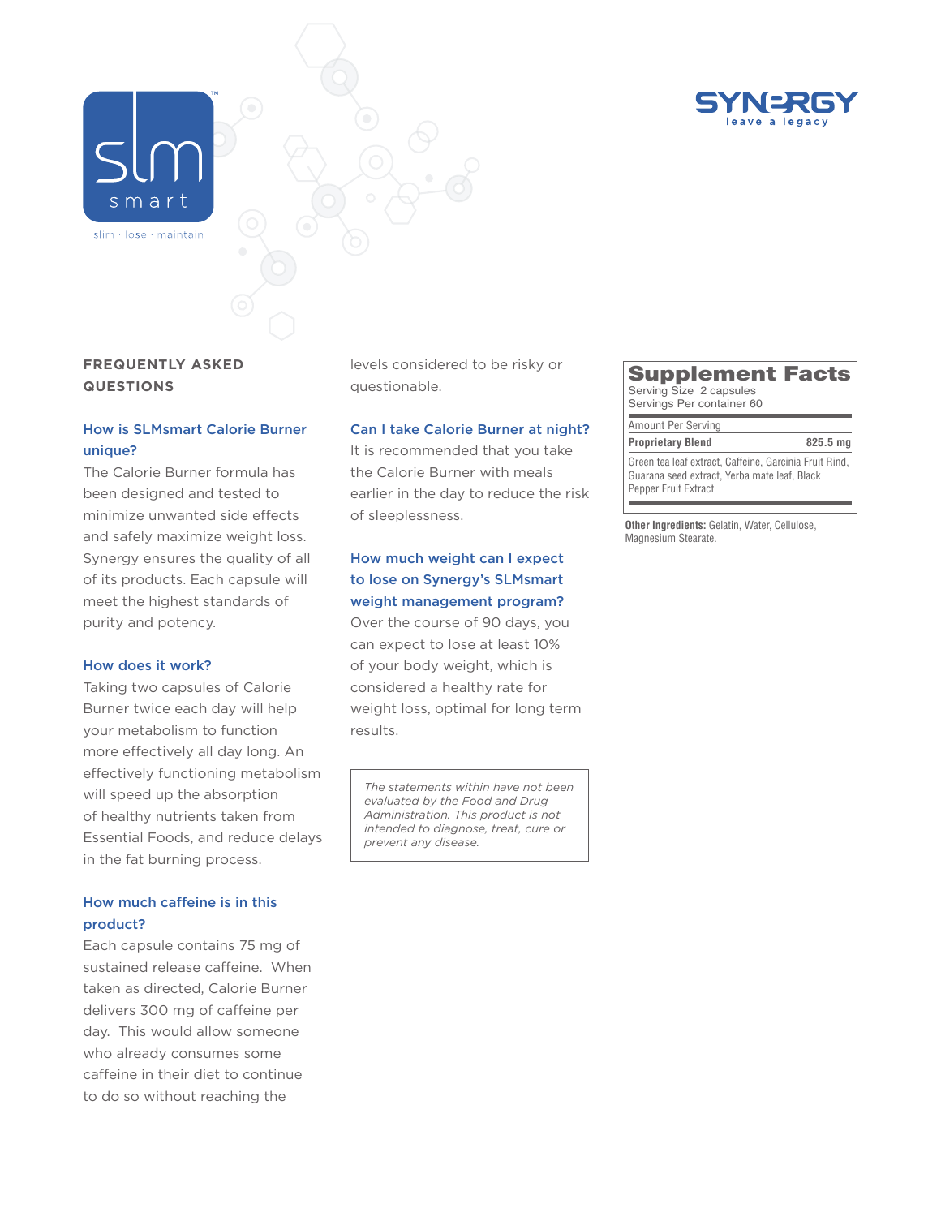slm smart™

slim · lose · maintain

SYNERGY
leave a legacy

## FREQUENTLY ASKED QUESTIONS

### How is SLMsmart Calorie Burner unique?

The Calorie Burner formula has been designed and tested to minimize unwanted side effects and safely maximize weight loss. Synergy ensures the quality of all of its products. Each capsule will meet the highest standards of purity and potency.

### How does it work?

Taking two capsules of Calorie Burner twice each day will help your metabolism to function more effectively all day long. An effectively functioning metabolism will speed up the absorption of healthy nutrients taken from Essential Foods, and reduce delays in the fat burning process.

### How much caffeine is in this product?

Each capsule contains 75 mg of sustained release caffeine. When taken as directed, Calorie Burner delivers 300 mg of caffeine per day. This would allow someone who already consumes some caffeine in their diet to continue to do so without reaching the levels considered to be risky or questionable.

### Can I take Calorie Burner at night?

It is recommended that you take the Calorie Burner with meals earlier in the day to reduce the risk of sleeplessness.

### How much weight can I expect to lose on Synergy's SLMsmart weight management program?

Over the course of 90 days, you can expect to lose at least 10% of your body weight, which is considered a healthy rate for weight loss, optimal for long term results.

*The statements within have not been evaluated by the Food and Drug Administration. This product is not intended to diagnose, treat, cure or prevent any disease.*

## Supplement Facts

Serving Size 2 capsules
Servings Per container 60

| Amount Per Serving | |
|---|---|
| **Proprietary Blend** | **825.5 mg** |

Green tea leaf extract, Caffeine, Garcinia Fruit Rind, Guarana seed extract, Yerba mate leaf, Black Pepper Fruit Extract

**Other Ingredients:** Gelatin, Water, Cellulose, Magnesium Stearate.